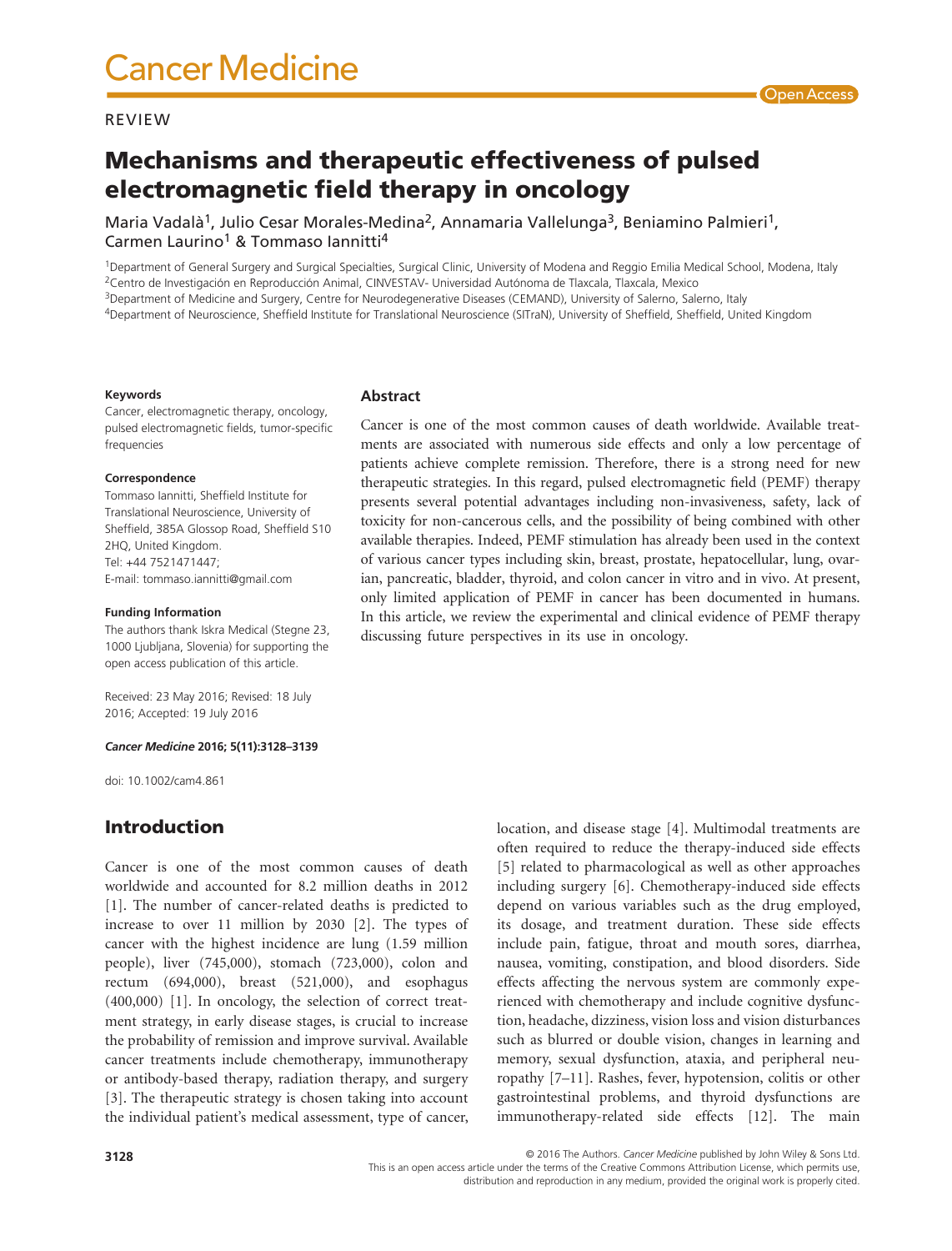REVIEW

# Mechanisms and therapeutic effectiveness of pulsed electromagnetic field therapy in oncology

Maria Vadalà[1], Julio Cesar Morales-Medina[2], Annamaria Vallelunga[3], Beniamino Palmieri[1], Carmen Laurino[1] & Tommaso Iannitti[4]

[1]Department of General Surgery and Surgical Specialties, Surgical Clinic, University of Modena and Reggio Emilia Medical School, Modena, Italy
[2]Centro de Investigación en Reproducción Animal, CINVESTAV- Universidad Autónoma de Tlaxcala, Tlaxcala, Mexico
[3]Department of Medicine and Surgery, Centre for Neurodegenerative Diseases (CEMAND), University of Salerno, Salerno, Italy
[4]Department of Neuroscience, Sheffield Institute for Translational Neuroscience (SITraN), University of Sheffield, Sheffield, United Kingdom

#### Keywords

Cancer, electromagnetic therapy, oncology, pulsed electromagnetic fields, tumor-specific frequencies

#### Correspondence

Tommaso Iannitti, Sheffield Institute for Translational Neuroscience, University of Sheffield, 385A Glossop Road, Sheffield S10 2HQ, United Kingdom.
Tel: +44 7521471447;
E-mail: tommaso.iannitti@gmail.com

#### Funding Information

The authors thank Iskra Medical (Stegne 23, 1000 Ljubljana, Slovenia) for supporting the open access publication of this article.

Received: 23 May 2016; Revised: 18 July 2016; Accepted: 19 July 2016

***Cancer Medicine* 2016; 5(11):3128–3139**

doi: 10.1002/cam4.861

## Abstract

Cancer is one of the most common causes of death worldwide. Available treatments are associated with numerous side effects and only a low percentage of patients achieve complete remission. Therefore, there is a strong need for new therapeutic strategies. In this regard, pulsed electromagnetic field (PEMF) therapy presents several potential advantages including non-invasiveness, safety, lack of toxicity for non-cancerous cells, and the possibility of being combined with other available therapies. Indeed, PEMF stimulation has already been used in the context of various cancer types including skin, breast, prostate, hepatocellular, lung, ovarian, pancreatic, bladder, thyroid, and colon cancer in vitro and in vivo. At present, only limited application of PEMF in cancer has been documented in humans. In this article, we review the experimental and clinical evidence of PEMF therapy discussing future perspectives in its use in oncology.

## Introduction

Cancer is one of the most common causes of death worldwide and accounted for 8.2 million deaths in 2012 [1]. The number of cancer-related deaths is predicted to increase to over 11 million by 2030 [2]. The types of cancer with the highest incidence are lung (1.59 million people), liver (745,000), stomach (723,000), colon and rectum (694,000), breast (521,000), and esophagus (400,000) [1]. In oncology, the selection of correct treatment strategy, in early disease stages, is crucial to increase the probability of remission and improve survival. Available cancer treatments include chemotherapy, immunotherapy or antibody-based therapy, radiation therapy, and surgery [3]. The therapeutic strategy is chosen taking into account the individual patient's medical assessment, type of cancer, location, and disease stage [4]. Multimodal treatments are often required to reduce the therapy-induced side effects [5] related to pharmacological as well as other approaches including surgery [6]. Chemotherapy-induced side effects depend on various variables such as the drug employed, its dosage, and treatment duration. These side effects include pain, fatigue, throat and mouth sores, diarrhea, nausea, vomiting, constipation, and blood disorders. Side effects affecting the nervous system are commonly experienced with chemotherapy and include cognitive dysfunction, headache, dizziness, vision loss and vision disturbances such as blurred or double vision, changes in learning and memory, sexual dysfunction, ataxia, and peripheral neuropathy [7–11]. Rashes, fever, hypotension, colitis or other gastrointestinal problems, and thyroid dysfunctions are immunotherapy-related side effects [12]. The main

© 2016 The Authors. *Cancer Medicine* published by John Wiley & Sons Ltd.
This is an open access article under the terms of the Creative Commons Attribution License, which permits use, distribution and reproduction in any medium, provided the original work is properly cited.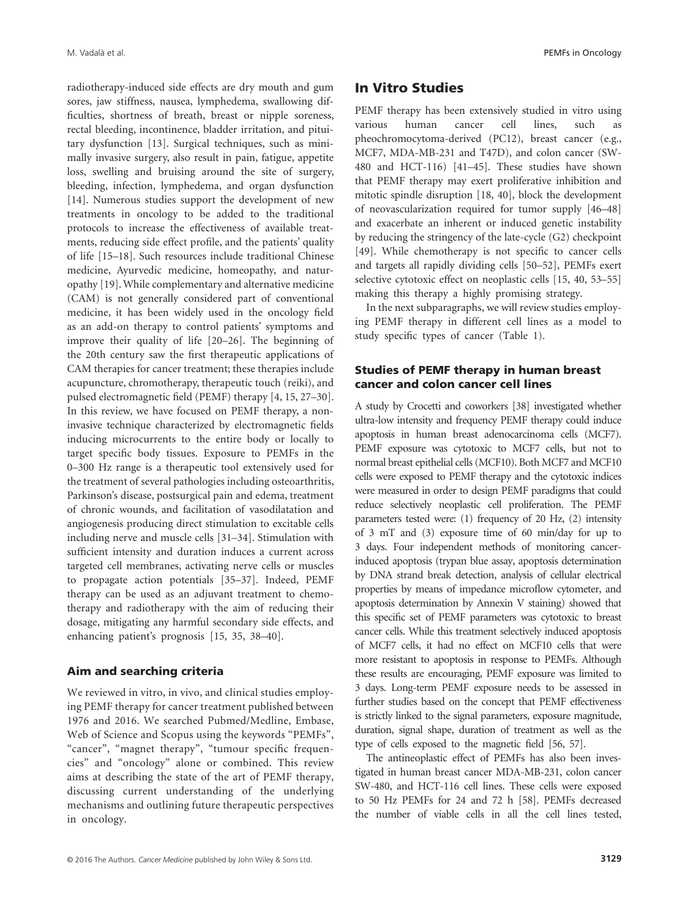radiotherapy-induced side effects are dry mouth and gum sores, jaw stiffness, nausea, lymphedema, swallowing difficulties, shortness of breath, breast or nipple soreness, rectal bleeding, incontinence, bladder irritation, and pituitary dysfunction [13]. Surgical techniques, such as minimally invasive surgery, also result in pain, fatigue, appetite loss, swelling and bruising around the site of surgery, bleeding, infection, lymphedema, and organ dysfunction [14]. Numerous studies support the development of new treatments in oncology to be added to the traditional protocols to increase the effectiveness of available treatments, reducing side effect profile, and the patients' quality of life [15–18]. Such resources include traditional Chinese medicine, Ayurvedic medicine, homeopathy, and naturopathy [19]. While complementary and alternative medicine (CAM) is not generally considered part of conventional medicine, it has been widely used in the oncology field as an add-on therapy to control patients' symptoms and improve their quality of life [20–26]. The beginning of the 20th century saw the first therapeutic applications of CAM therapies for cancer treatment; these therapies include acupuncture, chromotherapy, therapeutic touch (reiki), and pulsed electromagnetic field (PEMF) therapy [4, 15, 27–30]. In this review, we have focused on PEMF therapy, a noninvasive technique characterized by electromagnetic fields inducing microcurrents to the entire body or locally to target specific body tissues. Exposure to PEMFs in the 0–300 Hz range is a therapeutic tool extensively used for the treatment of several pathologies including osteoarthritis, Parkinson's disease, postsurgical pain and edema, treatment of chronic wounds, and facilitation of vasodilatation and angiogenesis producing direct stimulation to excitable cells including nerve and muscle cells [31–34]. Stimulation with sufficient intensity and duration induces a current across targeted cell membranes, activating nerve cells or muscles to propagate action potentials [35–37]. Indeed, PEMF therapy can be used as an adjuvant treatment to chemotherapy and radiotherapy with the aim of reducing their dosage, mitigating any harmful secondary side effects, and enhancing patient's prognosis [15, 35, 38–40].

### Aim and searching criteria

We reviewed in vitro, in vivo, and clinical studies employing PEMF therapy for cancer treatment published between 1976 and 2016. We searched Pubmed/Medline, Embase, Web of Science and Scopus using the keywords "PEMFs", "cancer", "magnet therapy", "tumour specific frequencies" and "oncology" alone or combined. This review aims at describing the state of the art of PEMF therapy, discussing current understanding of the underlying mechanisms and outlining future therapeutic perspectives in oncology.

## In Vitro Studies

PEMF therapy has been extensively studied in vitro using various human cancer cell lines, such as pheochromocytoma-derived (PC12), breast cancer (e.g., MCF7, MDA-MB-231 and T47D), and colon cancer (SW-480 and HCT-116) [41–45]. These studies have shown that PEMF therapy may exert proliferative inhibition and mitotic spindle disruption [18, 40], block the development of neovascularization required for tumor supply [46–48] and exacerbate an inherent or induced genetic instability by reducing the stringency of the late-cycle (G2) checkpoint [49]. While chemotherapy is not specific to cancer cells and targets all rapidly dividing cells [50–52], PEMFs exert selective cytotoxic effect on neoplastic cells [15, 40, 53–55] making this therapy a highly promising strategy.

In the next subparagraphs, we will review studies employing PEMF therapy in different cell lines as a model to study specific types of cancer (Table 1).

### Studies of PEMF therapy in human breast cancer and colon cancer cell lines

A study by Crocetti and coworkers [38] investigated whether ultra-low intensity and frequency PEMF therapy could induce apoptosis in human breast adenocarcinoma cells (MCF7). PEMF exposure was cytotoxic to MCF7 cells, but not to normal breast epithelial cells (MCF10). Both MCF7 and MCF10 cells were exposed to PEMF therapy and the cytotoxic indices were measured in order to design PEMF paradigms that could reduce selectively neoplastic cell proliferation. The PEMF parameters tested were: (1) frequency of 20 Hz, (2) intensity of 3 mT and (3) exposure time of 60 min/day for up to 3 days. Four independent methods of monitoring cancer-induced apoptosis (trypan blue assay, apoptosis determination by DNA strand break detection, analysis of cellular electrical properties by means of impedance microflow cytometer, and apoptosis determination by Annexin V staining) showed that this specific set of PEMF parameters was cytotoxic to breast cancer cells. While this treatment selectively induced apoptosis of MCF7 cells, it had no effect on MCF10 cells that were more resistant to apoptosis in response to PEMFs. Although these results are encouraging, PEMF exposure was limited to 3 days. Long-term PEMF exposure needs to be assessed in further studies based on the concept that PEMF effectiveness is strictly linked to the signal parameters, exposure magnitude, duration, signal shape, duration of treatment as well as the type of cells exposed to the magnetic field [56, 57].

The antineoplastic effect of PEMFs has also been investigated in human breast cancer MDA-MB-231, colon cancer SW-480, and HCT-116 cell lines. These cells were exposed to 50 Hz PEMFs for 24 and 72 h [58]. PEMFs decreased the number of viable cells in all the cell lines tested,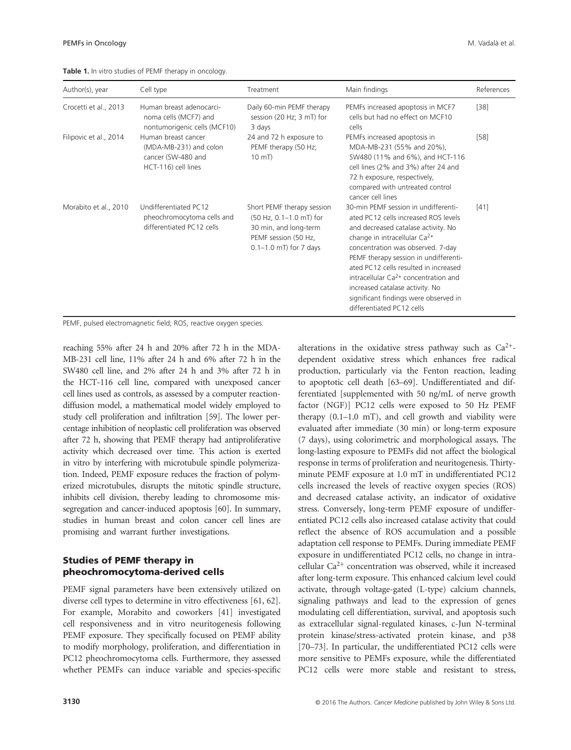**Table 1.** In vitro studies of PEMF therapy in oncology.

| Author(s), year | Cell type | Treatment | Main findings | References |
|---|---|---|---|---|
| Crocetti et al., 2013 | Human breast adenocarcinoma cells (MCF7) and nontumorigenic cells (MCF10) | Daily 60-min PEMF therapy session (20 Hz; 3 mT) for 3 days | PEMFs increased apoptosis in MCF7 cells but had no effect on MCF10 cells | [38] |
| Filipovic et al., 2014 | Human breast cancer (MDA-MB-231) and colon cancer (SW-480 and HCT-116) cell lines | 24 and 72 h exposure to PEMF therapy (50 Hz; 10 mT) | PEMFs increased apoptosis in MDA-MB-231 (55% and 20%), SW480 (11% and 6%), and HCT-116 cell lines (2% and 3%) after 24 and 72 h exposure, respectively, compared with untreated control cancer cell lines | [58] |
| Morabito et al., 2010 | Undifferentiated PC12 pheochromocytoma cells and differentiated PC12 cells | Short PEMF therapy session (50 Hz, 0.1–1.0 mT) for 30 min, and long-term PEMF session (50 Hz, 0.1–1.0 mT) for 7 days | 30-min PEMF session in undifferentiated PC12 cells increased ROS levels and decreased catalase activity. No change in intracellular $Ca^{2+}$ concentration was observed. 7-day PEMF therapy session in undifferentiated PC12 cells resulted in increased intracellular $Ca^{2+}$ concentration and increased catalase activity. No significant findings were observed in differentiated PC12 cells | [41] |

PEMF, pulsed electromagnetic field; ROS, reactive oxygen species.

reaching 55% after 24 h and 20% after 72 h in the MDA-MB-231 cell line, 11% after 24 h and 6% after 72 h in the SW480 cell line, and 2% after 24 h and 3% after 72 h in the HCT-116 cell line, compared with unexposed cancer cell lines used as controls, as assessed by a computer reaction-diffusion model, a mathematical model widely employed to study cell proliferation and infiltration [59]. The lower percentage inhibition of neoplastic cell proliferation was observed after 72 h, showing that PEMF therapy had antiproliferative activity which decreased over time. This action is exerted in vitro by interfering with microtubule spindle polymerization. Indeed, PEMF exposure reduces the fraction of polymerized microtubules, disrupts the mitotic spindle structure, inhibits cell division, thereby leading to chromosome missegregation and cancer-induced apoptosis [60]. In summary, studies in human breast and colon cancer cell lines are promising and warrant further investigations.

## Studies of PEMF therapy in pheochromocytoma-derived cells

PEMF signal parameters have been extensively utilized on diverse cell types to determine in vitro effectiveness [61, 62]. For example, Morabito and coworkers [41] investigated cell responsiveness and in vitro neuritogenesis following PEMF exposure. They specifically focused on PEMF ability to modify morphology, proliferation, and differentiation in PC12 pheochromocytoma cells. Furthermore, they assessed whether PEMFs can induce variable and species-specific alterations in the oxidative stress pathway such as $Ca^{2+}$-dependent oxidative stress which enhances free radical production, particularly via the Fenton reaction, leading to apoptotic cell death [63–69]. Undifferentiated and differentiated [supplemented with 50 ng/mL of nerve growth factor (NGF)] PC12 cells were exposed to 50 Hz PEMF therapy (0.1–1.0 mT), and cell growth and viability were evaluated after immediate (30 min) or long-term exposure (7 days), using colorimetric and morphological assays. The long-lasting exposure to PEMFs did not affect the biological response in terms of proliferation and neuritogenesis. Thirty-minute PEMF exposure at 1.0 mT in undifferentiated PC12 cells increased the levels of reactive oxygen species (ROS) and decreased catalase activity, an indicator of oxidative stress. Conversely, long-term PEMF exposure of undifferentiated PC12 cells also increased catalase activity that could reflect the absence of ROS accumulation and a possible adaptation cell response to PEMFs. During immediate PEMF exposure in undifferentiated PC12 cells, no change in intracellular $Ca^{2+}$ concentration was observed, while it increased after long-term exposure. This enhanced calcium level could activate, through voltage-gated (L-type) calcium channels, signaling pathways and lead to the expression of genes modulating cell differentiation, survival, and apoptosis such as extracellular signal-regulated kinases, c-Jun N-terminal protein kinase/stress-activated protein kinase, and p38 [70–73]. In particular, the undifferentiated PC12 cells were more sensitive to PEMFs exposure, while the differentiated PC12 cells were more stable and resistant to stress,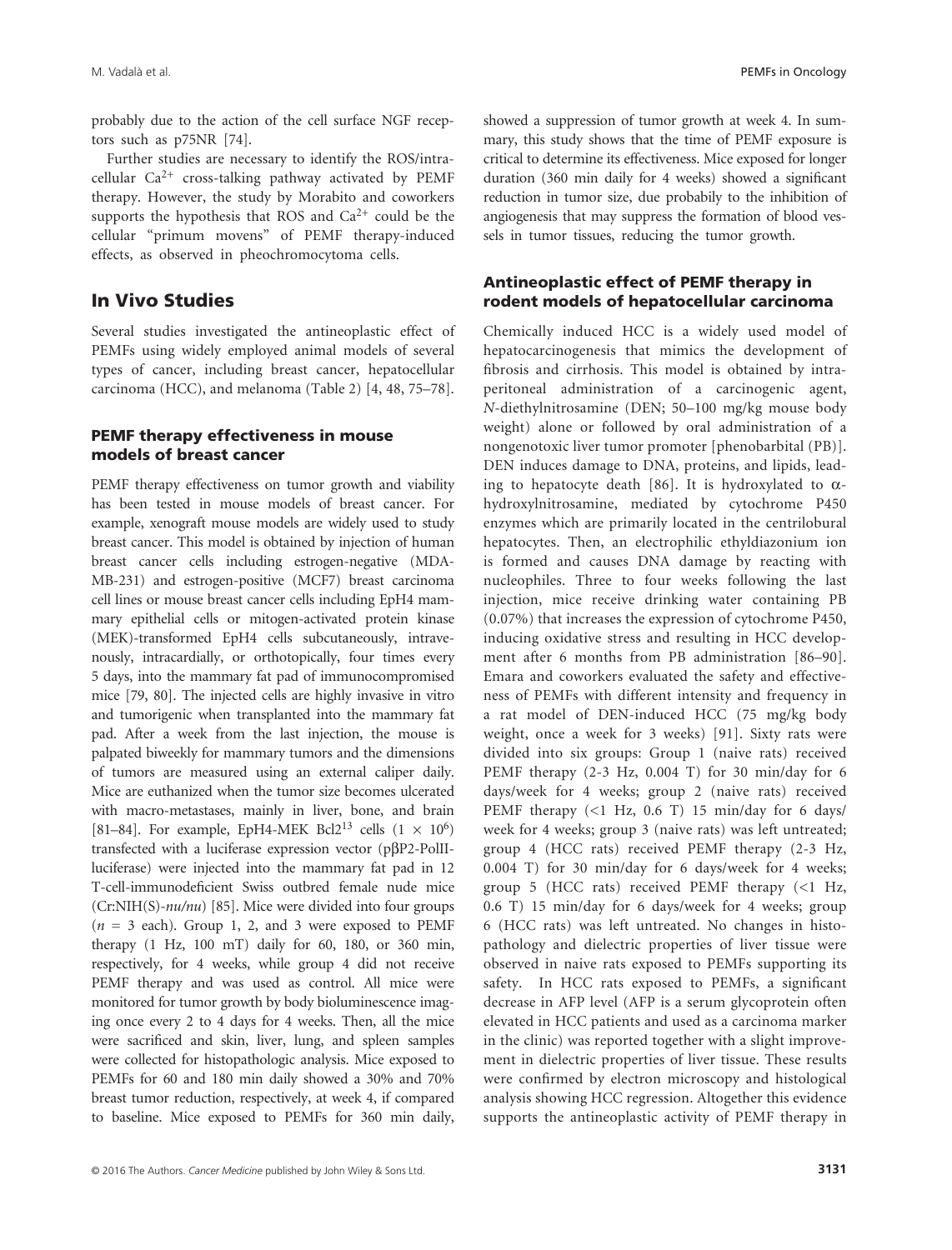probably due to the action of the cell surface NGF receptors such as p75NR [74].

Further studies are necessary to identify the ROS/intracellular $Ca^{2+}$ cross-talking pathway activated by PEMF therapy. However, the study by Morabito and coworkers supports the hypothesis that ROS and $Ca^{2+}$ could be the cellular "primum movens" of PEMF therapy-induced effects, as observed in pheochromocytoma cells.

## In Vivo Studies

Several studies investigated the antineoplastic effect of PEMFs using widely employed animal models of several types of cancer, including breast cancer, hepatocellular carcinoma (HCC), and melanoma (Table 2) [4, 48, 75–78].

### PEMF therapy effectiveness in mouse models of breast cancer

PEMF therapy effectiveness on tumor growth and viability has been tested in mouse models of breast cancer. For example, xenograft mouse models are widely used to study breast cancer. This model is obtained by injection of human breast cancer cells including estrogen-negative (MDA-MB-231) and estrogen-positive (MCF7) breast carcinoma cell lines or mouse breast cancer cells including EpH4 mammary epithelial cells or mitogen-activated protein kinase (MEK)-transformed EpH4 cells subcutaneously, intravenously, intracardially, or orthotopically, four times every 5 days, into the mammary fat pad of immunocompromised mice [79, 80]. The injected cells are highly invasive in vitro and tumorigenic when transplanted into the mammary fat pad. After a week from the last injection, the mouse is palpated biweekly for mammary tumors and the dimensions of tumors are measured using an external caliper daily. Mice are euthanized when the tumor size becomes ulcerated with macro-metastases, mainly in liver, bone, and brain [81–84]. For example, EpH4-MEK Bcl2[13] cells ($1 \times 10^6$) transfected with a luciferase expression vector (pβP2-PolII-luciferase) were injected into the mammary fat pad in 12 T-cell-immunodeficient Swiss outbred female nude mice (Cr:NIH(S)-*nu/nu*) [85]. Mice were divided into four groups ($n = 3$ each). Group 1, 2, and 3 were exposed to PEMF therapy (1 Hz, 100 mT) daily for 60, 180, or 360 min, respectively, for 4 weeks, while group 4 did not receive PEMF therapy and was used as control. All mice were monitored for tumor growth by body bioluminescence imaging once every 2 to 4 days for 4 weeks. Then, all the mice were sacrificed and skin, liver, lung, and spleen samples were collected for histopathologic analysis. Mice exposed to PEMFs for 60 and 180 min daily showed a 30% and 70% breast tumor reduction, respectively, at week 4, if compared to baseline. Mice exposed to PEMFs for 360 min daily, showed a suppression of tumor growth at week 4. In summary, this study shows that the time of PEMF exposure is critical to determine its effectiveness. Mice exposed for longer duration (360 min daily for 4 weeks) showed a significant reduction in tumor size, due probabily to the inhibition of angiogenesis that may suppress the formation of blood vessels in tumor tissues, reducing the tumor growth.

### Antineoplastic effect of PEMF therapy in rodent models of hepatocellular carcinoma

Chemically induced HCC is a widely used model of hepatocarcinogenesis that mimics the development of fibrosis and cirrhosis. This model is obtained by intraperitoneal administration of a carcinogenic agent, *N*-diethylnitrosamine (DEN; 50–100 mg/kg mouse body weight) alone or followed by oral administration of a nongenotoxic liver tumor promoter [phenobarbital (PB)]. DEN induces damage to DNA, proteins, and lipids, leading to hepatocyte death [86]. It is hydroxylated to α-hydroxylnitrosamine, mediated by cytochrome P450 enzymes which are primarily located in the centrilobural hepatocytes. Then, an electrophilic ethyldiazonium ion is formed and causes DNA damage by reacting with nucleophiles. Three to four weeks following the last injection, mice receive drinking water containing PB (0.07%) that increases the expression of cytochrome P450, inducing oxidative stress and resulting in HCC development after 6 months from PB administration [86–90]. Emara and coworkers evaluated the safety and effectiveness of PEMFs with different intensity and frequency in a rat model of DEN-induced HCC (75 mg/kg body weight, once a week for 3 weeks) [91]. Sixty rats were divided into six groups: Group 1 (naive rats) received PEMF therapy (2-3 Hz, 0.004 T) for 30 min/day for 6 days/week for 4 weeks; group 2 (naive rats) received PEMF therapy (<1 Hz, 0.6 T) 15 min/day for 6 days/week for 4 weeks; group 3 (naive rats) was left untreated; group 4 (HCC rats) received PEMF therapy (2-3 Hz, 0.004 T) for 30 min/day for 6 days/week for 4 weeks; group 5 (HCC rats) received PEMF therapy (<1 Hz, 0.6 T) 15 min/day for 6 days/week for 4 weeks; group 6 (HCC rats) was left untreated. No changes in histopathology and dielectric properties of liver tissue were observed in naive rats exposed to PEMFs supporting its safety. In HCC rats exposed to PEMFs, a significant decrease in AFP level (AFP is a serum glycoprotein often elevated in HCC patients and used as a carcinoma marker in the clinic) was reported together with a slight improvement in dielectric properties of liver tissue. These results were confirmed by electron microscopy and histological analysis showing HCC regression. Altogether this evidence supports the antineoplastic activity of PEMF therapy in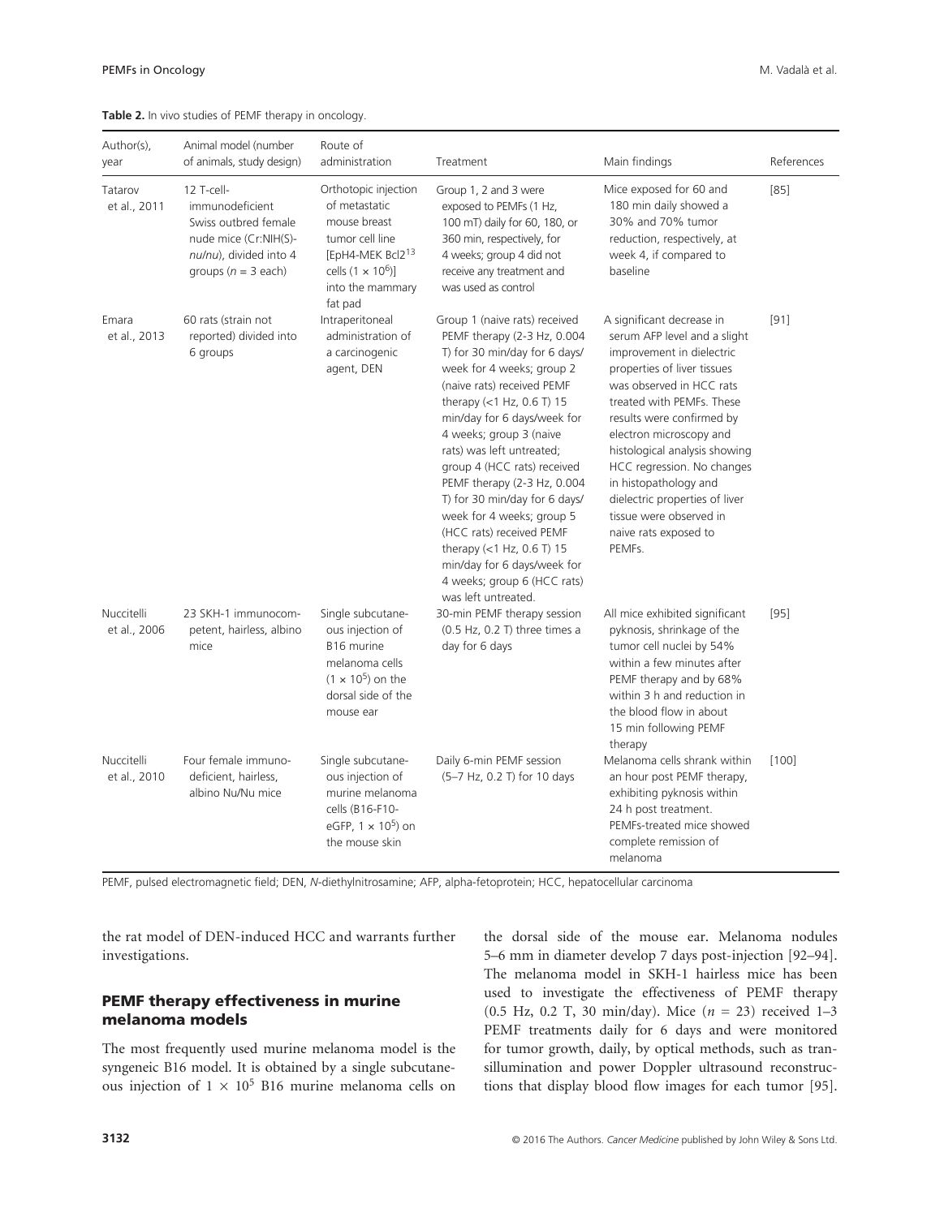**Table 2.** In vivo studies of PEMF therapy in oncology.

| Author(s), year | Animal model (number of animals, study design) | Route of administration | Treatment | Main findings | References |
|---|---|---|---|---|---|
| Tatarov et al., 2011 | 12 T-cell-immunodeficient Swiss outbred female nude mice (Cr:NIH(S)-*nu/nu*), divided into 4 groups ($n = 3$ each) | Orthotopic injection of metastatic mouse breast tumor cell line [EpH4-MEK Bcl2[13] cells ($1 \times 10^6$)] into the mammary fat pad | Group 1, 2 and 3 were exposed to PEMFs (1 Hz, 100 mT) daily for 60, 180, or 360 min, respectively, for 4 weeks; group 4 did not receive any treatment and was used as control | Mice exposed for 60 and 180 min daily showed a 30% and 70% tumor reduction, respectively, at week 4, if compared to baseline | [85] |
| Emara et al., 2013 | 60 rats (strain not reported) divided into 6 groups | Intraperitoneal administration of a carcinogenic agent, DEN | Group 1 (naive rats) received PEMF therapy (2-3 Hz, 0.004 T) for 30 min/day for 6 days/week for 4 weeks; group 2 (naive rats) received PEMF therapy (<1 Hz, 0.6 T) 15 min/day for 6 days/week for 4 weeks; group 3 (naive rats) was left untreated; group 4 (HCC rats) received PEMF therapy (2-3 Hz, 0.004 T) for 30 min/day for 6 days/week for 4 weeks; group 5 (HCC rats) received PEMF therapy (<1 Hz, 0.6 T) 15 min/day for 6 days/week for 4 weeks; group 6 (HCC rats) was left untreated. | A significant decrease in serum AFP level and a slight improvement in dielectric properties of liver tissues was observed in HCC rats treated with PEMFs. These results were confirmed by electron microscopy and histological analysis showing HCC regression. No changes in histopathology and dielectric properties of liver tissue were observed in naive rats exposed to PEMFs. | [91] |
| Nuccitelli et al., 2006 | 23 SKH-1 immunocompetent, hairless, albino mice | Single subcutaneous injection of B16 murine melanoma cells ($1 \times 10^5$) on the dorsal side of the mouse ear | 30-min PEMF therapy session (0.5 Hz, 0.2 T) three times a day for 6 days | All mice exhibited significant pyknosis, shrinkage of the tumor cell nuclei by 54% within a few minutes after PEMF therapy and by 68% within 3 h and reduction in the blood flow in about 15 min following PEMF therapy | [95] |
| Nuccitelli et al., 2010 | Four female immuno-deficient, hairless, albino Nu/Nu mice | Single subcutaneous injection of murine melanoma cells (B16-F10-eGFP, $1 \times 10^5$) on the mouse skin | Daily 6-min PEMF session (5–7 Hz, 0.2 T) for 10 days | Melanoma cells shrank within an hour post PEMF therapy, exhibiting pyknosis within 24 h post treatment. PEMFs-treated mice showed complete remission of melanoma | [100] |

PEMF, pulsed electromagnetic field; DEN, *N*-diethylnitrosamine; AFP, alpha-fetoprotein; HCC, hepatocellular carcinoma

the rat model of DEN-induced HCC and warrants further investigations.

## PEMF therapy effectiveness in murine melanoma models

The most frequently used murine melanoma model is the syngeneic B16 model. It is obtained by a single subcutaneous injection of $1 \times 10^5$ B16 murine melanoma cells on the dorsal side of the mouse ear. Melanoma nodules 5–6 mm in diameter develop 7 days post-injection [92–94]. The melanoma model in SKH-1 hairless mice has been used to investigate the effectiveness of PEMF therapy (0.5 Hz, 0.2 T, 30 min/day). Mice ($n = 23$) received 1–3 PEMF treatments daily for 6 days and were monitored for tumor growth, daily, by optical methods, such as transillumination and power Doppler ultrasound reconstructions that display blood flow images for each tumor [95].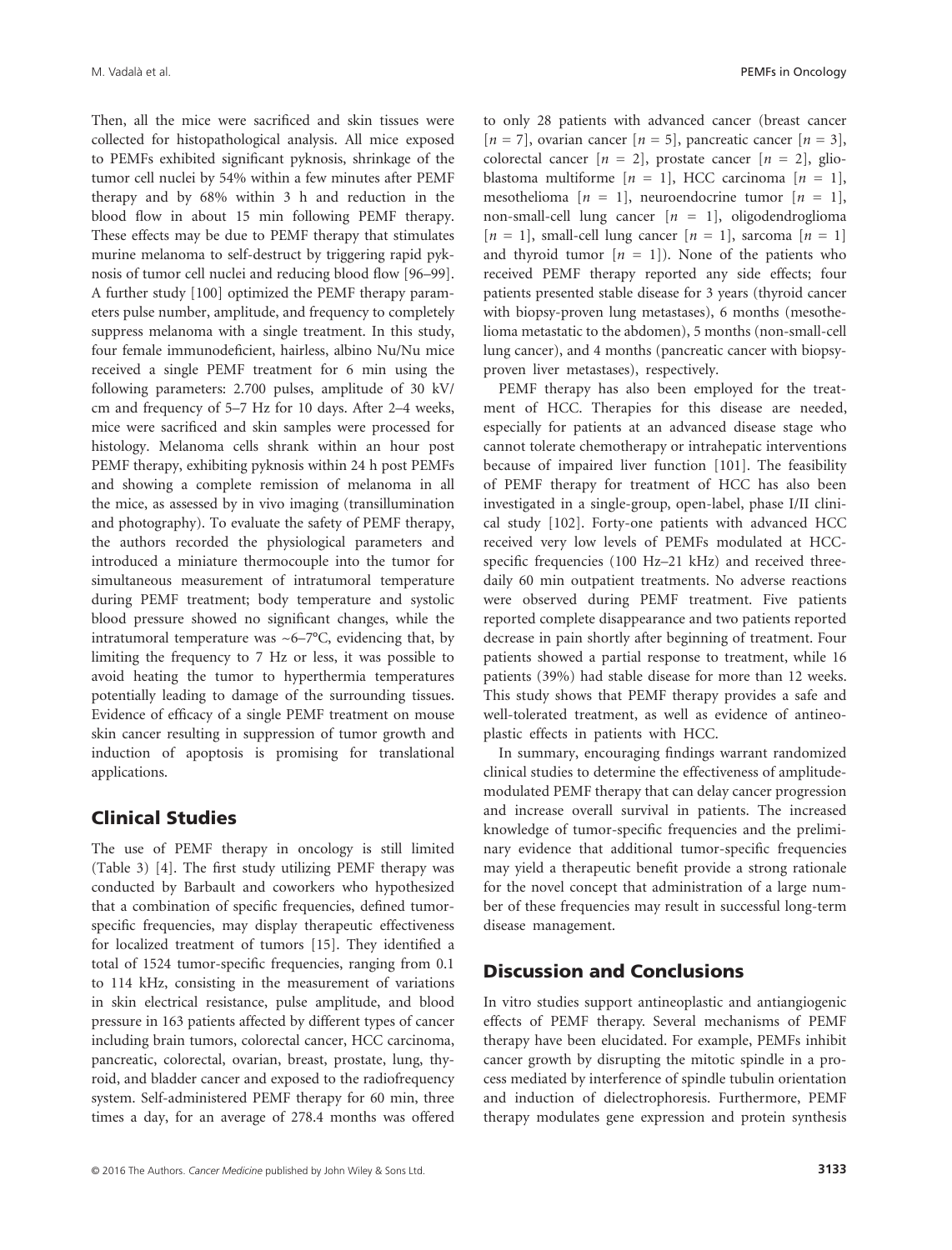Then, all the mice were sacrificed and skin tissues were collected for histopathological analysis. All mice exposed to PEMFs exhibited significant pyknosis, shrinkage of the tumor cell nuclei by 54% within a few minutes after PEMF therapy and by 68% within 3 h and reduction in the blood flow in about 15 min following PEMF therapy. These effects may be due to PEMF therapy that stimulates murine melanoma to self-destruct by triggering rapid pyknosis of tumor cell nuclei and reducing blood flow [96–99]. A further study [100] optimized the PEMF therapy parameters pulse number, amplitude, and frequency to completely suppress melanoma with a single treatment. In this study, four female immunodeficient, hairless, albino Nu/Nu mice received a single PEMF treatment for 6 min using the following parameters: 2.700 pulses, amplitude of 30 kV/cm and frequency of 5–7 Hz for 10 days. After 2–4 weeks, mice were sacrificed and skin samples were processed for histology. Melanoma cells shrank within an hour post PEMF therapy, exhibiting pyknosis within 24 h post PEMFs and showing a complete remission of melanoma in all the mice, as assessed by in vivo imaging (transillumination and photography). To evaluate the safety of PEMF therapy, the authors recorded the physiological parameters and introduced a miniature thermocouple into the tumor for simultaneous measurement of intratumoral temperature during PEMF treatment; body temperature and systolic blood pressure showed no significant changes, while the intratumoral temperature was ~6–7°C, evidencing that, by limiting the frequency to 7 Hz or less, it was possible to avoid heating the tumor to hyperthermia temperatures potentially leading to damage of the surrounding tissues. Evidence of efficacy of a single PEMF treatment on mouse skin cancer resulting in suppression of tumor growth and induction of apoptosis is promising for translational applications.

## Clinical Studies

The use of PEMF therapy in oncology is still limited (Table 3) [4]. The first study utilizing PEMF therapy was conducted by Barbault and coworkers who hypothesized that a combination of specific frequencies, defined tumor-specific frequencies, may display therapeutic effectiveness for localized treatment of tumors [15]. They identified a total of 1524 tumor-specific frequencies, ranging from 0.1 to 114 kHz, consisting in the measurement of variations in skin electrical resistance, pulse amplitude, and blood pressure in 163 patients affected by different types of cancer including brain tumors, colorectal cancer, HCC carcinoma, pancreatic, colorectal, ovarian, breast, prostate, lung, thyroid, and bladder cancer and exposed to the radiofrequency system. Self-administered PEMF therapy for 60 min, three times a day, for an average of 278.4 months was offered to only 28 patients with advanced cancer (breast cancer [$n$ = 7], ovarian cancer [$n$ = 5], pancreatic cancer [$n$ = 3], colorectal cancer [$n$ = 2], prostate cancer [$n$ = 2], glioblastoma multiforme [$n$ = 1], HCC carcinoma [$n$ = 1], mesothelioma [$n$ = 1], neuroendocrine tumor [$n$ = 1], non-small-cell lung cancer [$n$ = 1], oligodendroglioma [$n$ = 1], small-cell lung cancer [$n$ = 1], sarcoma [$n$ = 1] and thyroid tumor [$n$ = 1]). None of the patients who received PEMF therapy reported any side effects; four patients presented stable disease for 3 years (thyroid cancer with biopsy-proven lung metastases), 6 months (mesothelioma metastatic to the abdomen), 5 months (non-small-cell lung cancer), and 4 months (pancreatic cancer with biopsy-proven liver metastases), respectively.

PEMF therapy has also been employed for the treatment of HCC. Therapies for this disease are needed, especially for patients at an advanced disease stage who cannot tolerate chemotherapy or intrahepatic interventions because of impaired liver function [101]. The feasibility of PEMF therapy for treatment of HCC has also been investigated in a single-group, open-label, phase I/II clinical study [102]. Forty-one patients with advanced HCC received very low levels of PEMFs modulated at HCC-specific frequencies (100 Hz–21 kHz) and received three-daily 60 min outpatient treatments. No adverse reactions were observed during PEMF treatment. Five patients reported complete disappearance and two patients reported decrease in pain shortly after beginning of treatment. Four patients showed a partial response to treatment, while 16 patients (39%) had stable disease for more than 12 weeks. This study shows that PEMF therapy provides a safe and well-tolerated treatment, as well as evidence of antineoplastic effects in patients with HCC.

In summary, encouraging findings warrant randomized clinical studies to determine the effectiveness of amplitude-modulated PEMF therapy that can delay cancer progression and increase overall survival in patients. The increased knowledge of tumor-specific frequencies and the preliminary evidence that additional tumor-specific frequencies may yield a therapeutic benefit provide a strong rationale for the novel concept that administration of a large number of these frequencies may result in successful long-term disease management.

## Discussion and Conclusions

In vitro studies support antineoplastic and antiangiogenic effects of PEMF therapy. Several mechanisms of PEMF therapy have been elucidated. For example, PEMFs inhibit cancer growth by disrupting the mitotic spindle in a process mediated by interference of spindle tubulin orientation and induction of dielectrophoresis. Furthermore, PEMF therapy modulates gene expression and protein synthesis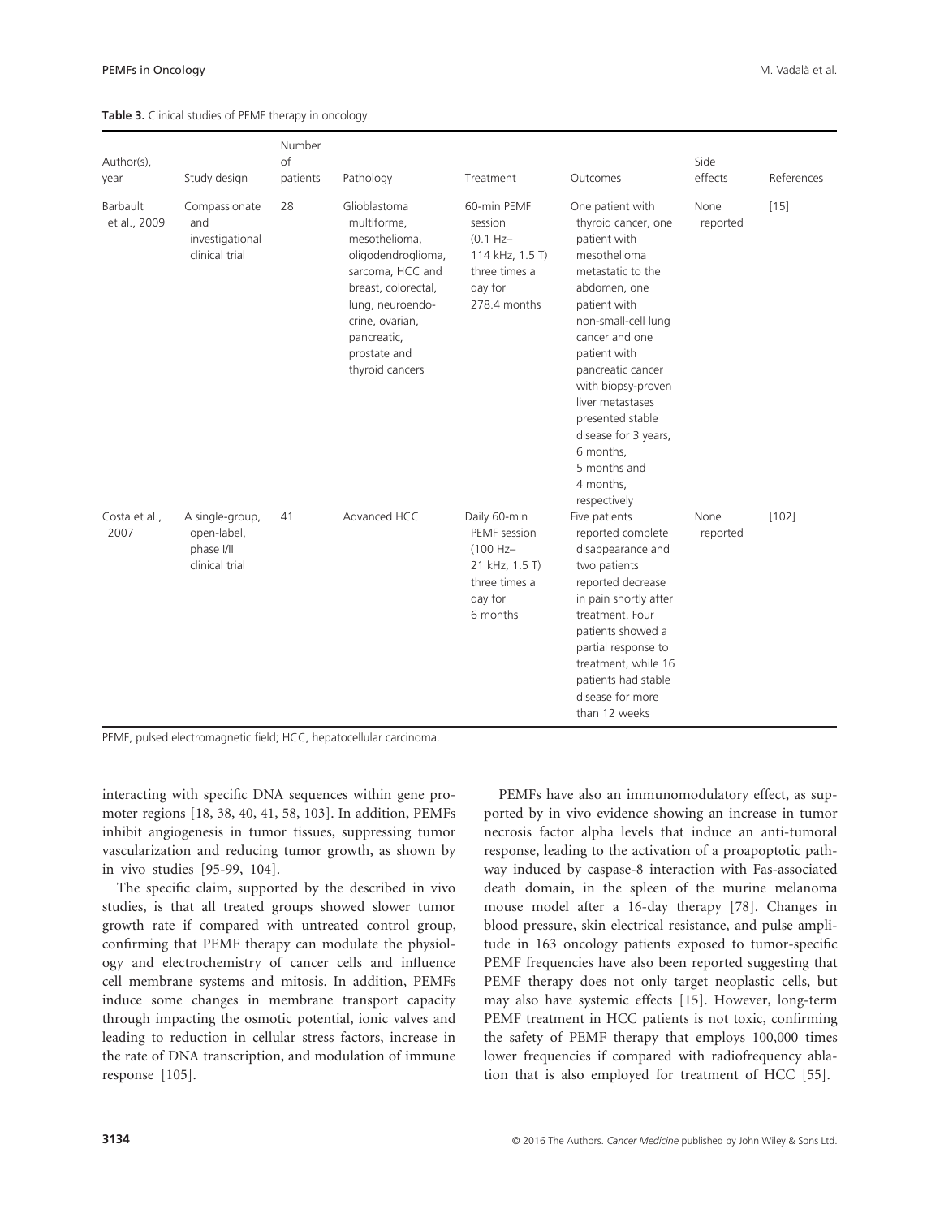**Table 3.** Clinical studies of PEMF therapy in oncology.

| Author(s), year | Study design | Number of patients | Pathology | Treatment | Outcomes | Side effects | References |
|---|---|---|---|---|---|---|---|
| Barbault et al., 2009 | Compassionate and investigational clinical trial | 28 | Glioblastoma multiforme, mesothelioma, oligodendroglioma, sarcoma, HCC and breast, colorectal, lung, neuroendocrine, ovarian, pancreatic, prostate and thyroid cancers | 60-min PEMF session (0.1 Hz–114 kHz, 1.5 T) three times a day for 278.4 months | One patient with thyroid cancer, one patient with mesothelioma metastatic to the abdomen, one patient with non-small-cell lung cancer and one patient with pancreatic cancer with biopsy-proven liver metastases presented stable disease for 3 years, 6 months, 5 months and 4 months, respectively | None reported | [15] |
| Costa et al., 2007 | A single-group, open-label, phase I/II clinical trial | 41 | Advanced HCC | Daily 60-min PEMF session (100 Hz–21 kHz, 1.5 T) three times a day for 6 months | Five patients reported complete disappearance and two patients reported decrease in pain shortly after treatment. Four patients showed a partial response to treatment, while 16 patients had stable disease for more than 12 weeks | None reported | [102] |

PEMF, pulsed electromagnetic field; HCC, hepatocellular carcinoma.

interacting with specific DNA sequences within gene promoter regions [18, 38, 40, 41, 58, 103]. In addition, PEMFs inhibit angiogenesis in tumor tissues, suppressing tumor vascularization and reducing tumor growth, as shown by in vivo studies [95-99, 104].

The specific claim, supported by the described in vivo studies, is that all treated groups showed slower tumor growth rate if compared with untreated control group, confirming that PEMF therapy can modulate the physiology and electrochemistry of cancer cells and influence cell membrane systems and mitosis. In addition, PEMFs induce some changes in membrane transport capacity through impacting the osmotic potential, ionic valves and leading to reduction in cellular stress factors, increase in the rate of DNA transcription, and modulation of immune response [105].

PEMFs have also an immunomodulatory effect, as supported by in vivo evidence showing an increase in tumor necrosis factor alpha levels that induce an anti-tumoral response, leading to the activation of a proapoptotic pathway induced by caspase-8 interaction with Fas-associated death domain, in the spleen of the murine melanoma mouse model after a 16-day therapy [78]. Changes in blood pressure, skin electrical resistance, and pulse amplitude in 163 oncology patients exposed to tumor-specific PEMF frequencies have also been reported suggesting that PEMF therapy does not only target neoplastic cells, but may also have systemic effects [15]. However, long-term PEMF treatment in HCC patients is not toxic, confirming the safety of PEMF therapy that employs 100,000 times lower frequencies if compared with radiofrequency ablation that is also employed for treatment of HCC [55].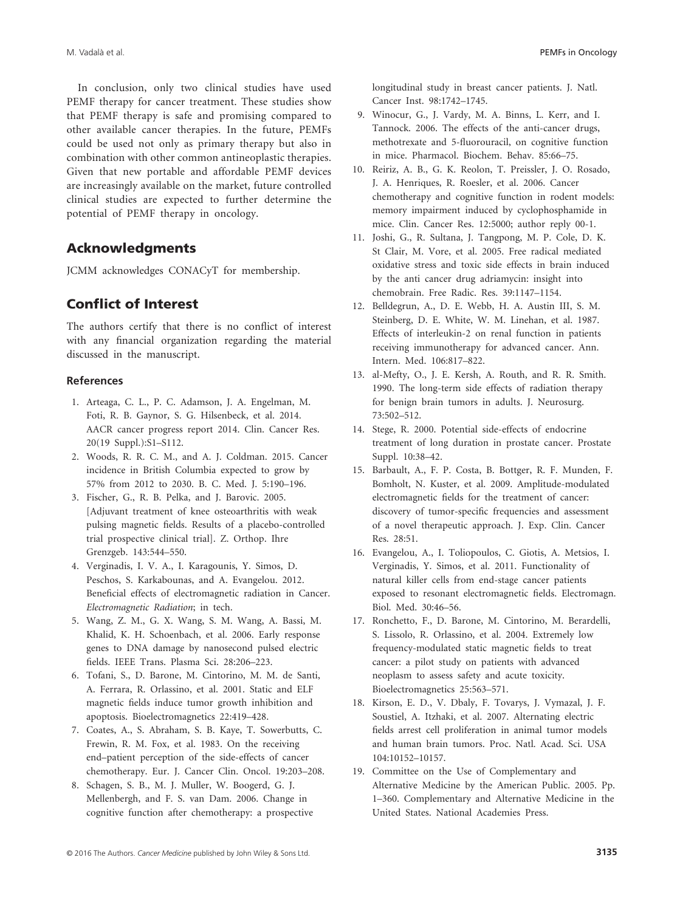In conclusion, only two clinical studies have used PEMF therapy for cancer treatment. These studies show that PEMF therapy is safe and promising compared to other available cancer therapies. In the future, PEMFs could be used not only as primary therapy but also in combination with other common antineoplastic therapies. Given that new portable and affordable PEMF devices are increasingly available on the market, future controlled clinical studies are expected to further determine the potential of PEMF therapy in oncology.

## Acknowledgments

JCMM acknowledges CONACyT for membership.

## Conflict of Interest

The authors certify that there is no conflict of interest with any financial organization regarding the material discussed in the manuscript.

### References

1. Arteaga, C. L., P. C. Adamson, J. A. Engelman, M. Foti, R. B. Gaynor, S. G. Hilsenbeck, et al. 2014. AACR cancer progress report 2014. Clin. Cancer Res. 20(19 Suppl.):S1–S112.
2. Woods, R. R. C. M., and A. J. Coldman. 2015. Cancer incidence in British Columbia expected to grow by 57% from 2012 to 2030. B. C. Med. J. 5:190–196.
3. Fischer, G., R. B. Pelka, and J. Barovic. 2005. [Adjuvant treatment of knee osteoarthritis with weak pulsing magnetic fields. Results of a placebo-controlled trial prospective clinical trial]. Z. Orthop. Ihre Grenzgeb. 143:544–550.
4. Verginadis, I. V. A., I. Karagounis, Y. Simos, D. Peschos, S. Karkabounas, and A. Evangelou. 2012. Beneficial effects of electromagnetic radiation in Cancer. *Electromagnetic Radiation*; in tech.
5. Wang, Z. M., G. X. Wang, S. M. Wang, A. Bassi, M. Khalid, K. H. Schoenbach, et al. 2006. Early response genes to DNA damage by nanosecond pulsed electric fields. IEEE Trans. Plasma Sci. 28:206–223.
6. Tofani, S., D. Barone, M. Cintorino, M. M. de Santi, A. Ferrara, R. Orlassino, et al. 2001. Static and ELF magnetic fields induce tumor growth inhibition and apoptosis. Bioelectromagnetics 22:419–428.
7. Coates, A., S. Abraham, S. B. Kaye, T. Sowerbutts, C. Frewin, R. M. Fox, et al. 1983. On the receiving end–patient perception of the side-effects of cancer chemotherapy. Eur. J. Cancer Clin. Oncol. 19:203–208.
8. Schagen, S. B., M. J. Muller, W. Boogerd, G. J. Mellenbergh, and F. S. van Dam. 2006. Change in cognitive function after chemotherapy: a prospective longitudinal study in breast cancer patients. J. Natl. Cancer Inst. 98:1742–1745.
9. Winocur, G., J. Vardy, M. A. Binns, L. Kerr, and I. Tannock. 2006. The effects of the anti-cancer drugs, methotrexate and 5-fluorouracil, on cognitive function in mice. Pharmacol. Biochem. Behav. 85:66–75.
10. Reiriz, A. B., G. K. Reolon, T. Preissler, J. O. Rosado, J. A. Henriques, R. Roesler, et al. 2006. Cancer chemotherapy and cognitive function in rodent models: memory impairment induced by cyclophosphamide in mice. Clin. Cancer Res. 12:5000; author reply 00-1.
11. Joshi, G., R. Sultana, J. Tangpong, M. P. Cole, D. K. St Clair, M. Vore, et al. 2005. Free radical mediated oxidative stress and toxic side effects in brain induced by the anti cancer drug adriamycin: insight into chemobrain. Free Radic. Res. 39:1147–1154.
12. Belldegrun, A., D. E. Webb, H. A. Austin III, S. M. Steinberg, D. E. White, W. M. Linehan, et al. 1987. Effects of interleukin-2 on renal function in patients receiving immunotherapy for advanced cancer. Ann. Intern. Med. 106:817–822.
13. al-Mefty, O., J. E. Kersh, A. Routh, and R. R. Smith. 1990. The long-term side effects of radiation therapy for benign brain tumors in adults. J. Neurosurg. 73:502–512.
14. Stege, R. 2000. Potential side-effects of endocrine treatment of long duration in prostate cancer. Prostate Suppl. 10:38–42.
15. Barbault, A., F. P. Costa, B. Bottger, R. F. Munden, F. Bomholt, N. Kuster, et al. 2009. Amplitude-modulated electromagnetic fields for the treatment of cancer: discovery of tumor-specific frequencies and assessment of a novel therapeutic approach. J. Exp. Clin. Cancer Res. 28:51.
16. Evangelou, A., I. Toliopoulos, C. Giotis, A. Metsios, I. Verginadis, Y. Simos, et al. 2011. Functionality of natural killer cells from end-stage cancer patients exposed to resonant electromagnetic fields. Electromagn. Biol. Med. 30:46–56.
17. Ronchetto, F., D. Barone, M. Cintorino, M. Berardelli, S. Lissolo, R. Orlassino, et al. 2004. Extremely low frequency-modulated static magnetic fields to treat cancer: a pilot study on patients with advanced neoplasm to assess safety and acute toxicity. Bioelectromagnetics 25:563–571.
18. Kirson, E. D., V. Dbaly, F. Tovarys, J. Vymazal, J. F. Soustiel, A. Itzhaki, et al. 2007. Alternating electric fields arrest cell proliferation in animal tumor models and human brain tumors. Proc. Natl. Acad. Sci. USA 104:10152–10157.
19. Committee on the Use of Complementary and Alternative Medicine by the American Public. 2005. Pp. 1–360. Complementary and Alternative Medicine in the United States. National Academies Press.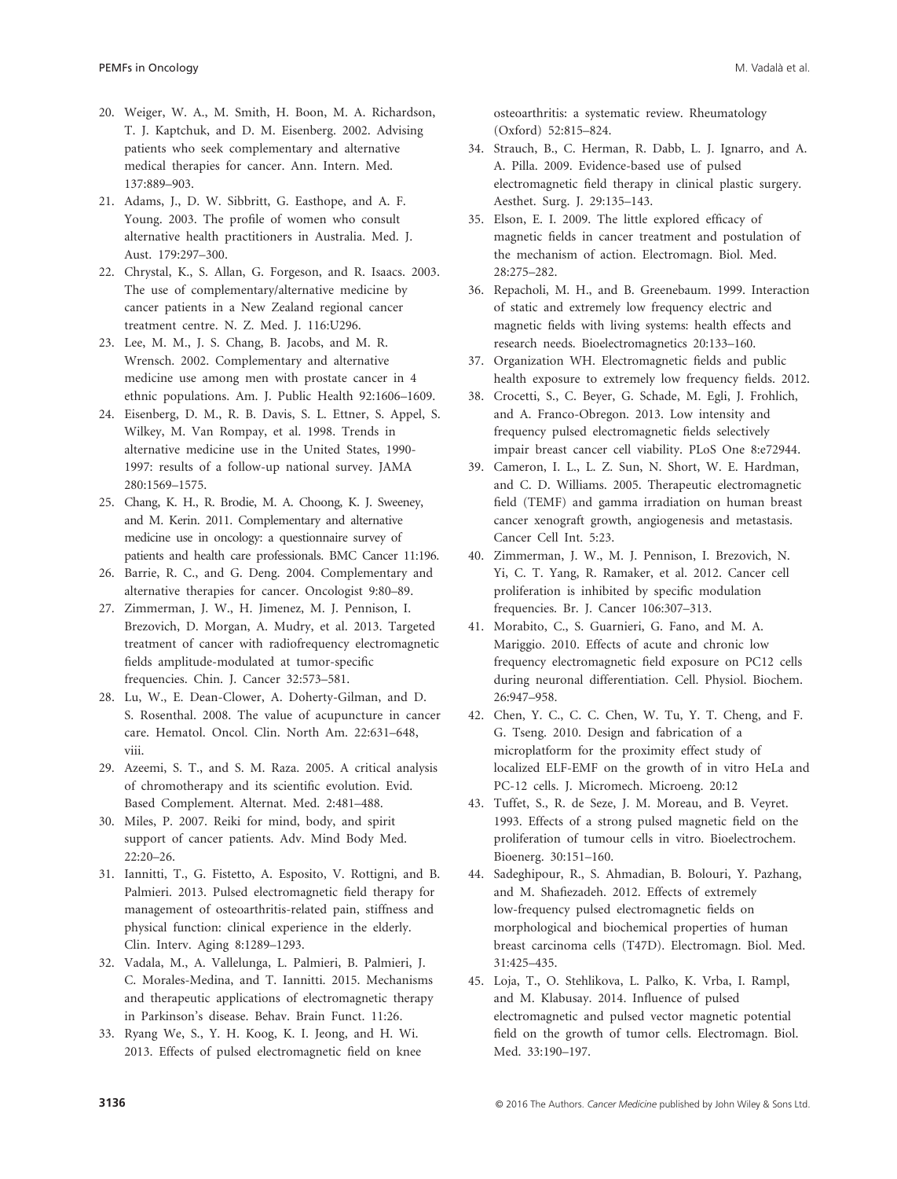20. Weiger, W. A., M. Smith, H. Boon, M. A. Richardson, T. J. Kaptchuk, and D. M. Eisenberg. 2002. Advising patients who seek complementary and alternative medical therapies for cancer. Ann. Intern. Med. 137:889–903.
21. Adams, J., D. W. Sibbritt, G. Easthope, and A. F. Young. 2003. The profile of women who consult alternative health practitioners in Australia. Med. J. Aust. 179:297–300.
22. Chrystal, K., S. Allan, G. Forgeson, and R. Isaacs. 2003. The use of complementary/alternative medicine by cancer patients in a New Zealand regional cancer treatment centre. N. Z. Med. J. 116:U296.
23. Lee, M. M., J. S. Chang, B. Jacobs, and M. R. Wrensch. 2002. Complementary and alternative medicine use among men with prostate cancer in 4 ethnic populations. Am. J. Public Health 92:1606–1609.
24. Eisenberg, D. M., R. B. Davis, S. L. Ettner, S. Appel, S. Wilkey, M. Van Rompay, et al. 1998. Trends in alternative medicine use in the United States, 1990-1997: results of a follow-up national survey. JAMA 280:1569–1575.
25. Chang, K. H., R. Brodie, M. A. Choong, K. J. Sweeney, and M. Kerin. 2011. Complementary and alternative medicine use in oncology: a questionnaire survey of patients and health care professionals. BMC Cancer 11:196.
26. Barrie, R. C., and G. Deng. 2004. Complementary and alternative therapies for cancer. Oncologist 9:80–89.
27. Zimmerman, J. W., H. Jimenez, M. J. Pennison, I. Brezovich, D. Morgan, A. Mudry, et al. 2013. Targeted treatment of cancer with radiofrequency electromagnetic fields amplitude-modulated at tumor-specific frequencies. Chin. J. Cancer 32:573–581.
28. Lu, W., E. Dean-Clower, A. Doherty-Gilman, and D. S. Rosenthal. 2008. The value of acupuncture in cancer care. Hematol. Oncol. Clin. North Am. 22:631–648, viii.
29. Azeemi, S. T., and S. M. Raza. 2005. A critical analysis of chromotherapy and its scientific evolution. Evid. Based Complement. Alternat. Med. 2:481–488.
30. Miles, P. 2007. Reiki for mind, body, and spirit support of cancer patients. Adv. Mind Body Med. 22:20–26.
31. Iannitti, T., G. Fistetto, A. Esposito, V. Rottigni, and B. Palmieri. 2013. Pulsed electromagnetic field therapy for management of osteoarthritis-related pain, stiffness and physical function: clinical experience in the elderly. Clin. Interv. Aging 8:1289–1293.
32. Vadala, M., A. Vallelunga, L. Palmieri, B. Palmieri, J. C. Morales-Medina, and T. Iannitti. 2015. Mechanisms and therapeutic applications of electromagnetic therapy in Parkinson's disease. Behav. Brain Funct. 11:26.
33. Ryang We, S., Y. H. Koog, K. I. Jeong, and H. Wi. 2013. Effects of pulsed electromagnetic field on knee osteoarthritis: a systematic review. Rheumatology (Oxford) 52:815–824.
34. Strauch, B., C. Herman, R. Dabb, L. J. Ignarro, and A. A. Pilla. 2009. Evidence-based use of pulsed electromagnetic field therapy in clinical plastic surgery. Aesthet. Surg. J. 29:135–143.
35. Elson, E. I. 2009. The little explored efficacy of magnetic fields in cancer treatment and postulation of the mechanism of action. Electromagn. Biol. Med. 28:275–282.
36. Repacholi, M. H., and B. Greenebaum. 1999. Interaction of static and extremely low frequency electric and magnetic fields with living systems: health effects and research needs. Bioelectromagnetics 20:133–160.
37. Organization WH. Electromagnetic fields and public health exposure to extremely low frequency fields. 2012.
38. Crocetti, S., C. Beyer, G. Schade, M. Egli, J. Frohlich, and A. Franco-Obregon. 2013. Low intensity and frequency pulsed electromagnetic fields selectively impair breast cancer cell viability. PLoS One 8:e72944.
39. Cameron, I. L., L. Z. Sun, N. Short, W. E. Hardman, and C. D. Williams. 2005. Therapeutic electromagnetic field (TEMF) and gamma irradiation on human breast cancer xenograft growth, angiogenesis and metastasis. Cancer Cell Int. 5:23.
40. Zimmerman, J. W., M. J. Pennison, I. Brezovich, N. Yi, C. T. Yang, R. Ramaker, et al. 2012. Cancer cell proliferation is inhibited by specific modulation frequencies. Br. J. Cancer 106:307–313.
41. Morabito, C., S. Guarnieri, G. Fano, and M. A. Mariggio. 2010. Effects of acute and chronic low frequency electromagnetic field exposure on PC12 cells during neuronal differentiation. Cell. Physiol. Biochem. 26:947–958.
42. Chen, Y. C., C. C. Chen, W. Tu, Y. T. Cheng, and F. G. Tseng. 2010. Design and fabrication of a microplatform for the proximity effect study of localized ELF-EMF on the growth of in vitro HeLa and PC-12 cells. J. Micromech. Microeng. 20:12
43. Tuffet, S., R. de Seze, J. M. Moreau, and B. Veyret. 1993. Effects of a strong pulsed magnetic field on the proliferation of tumour cells in vitro. Bioelectrochem. Bioenerg. 30:151–160.
44. Sadeghipour, R., S. Ahmadian, B. Bolouri, Y. Pazhang, and M. Shafiezadeh. 2012. Effects of extremely low-frequency pulsed electromagnetic fields on morphological and biochemical properties of human breast carcinoma cells (T47D). Electromagn. Biol. Med. 31:425–435.
45. Loja, T., O. Stehlikova, L. Palko, K. Vrba, I. Rampl, and M. Klabusay. 2014. Influence of pulsed electromagnetic and pulsed vector magnetic potential field on the growth of tumor cells. Electromagn. Biol. Med. 33:190–197.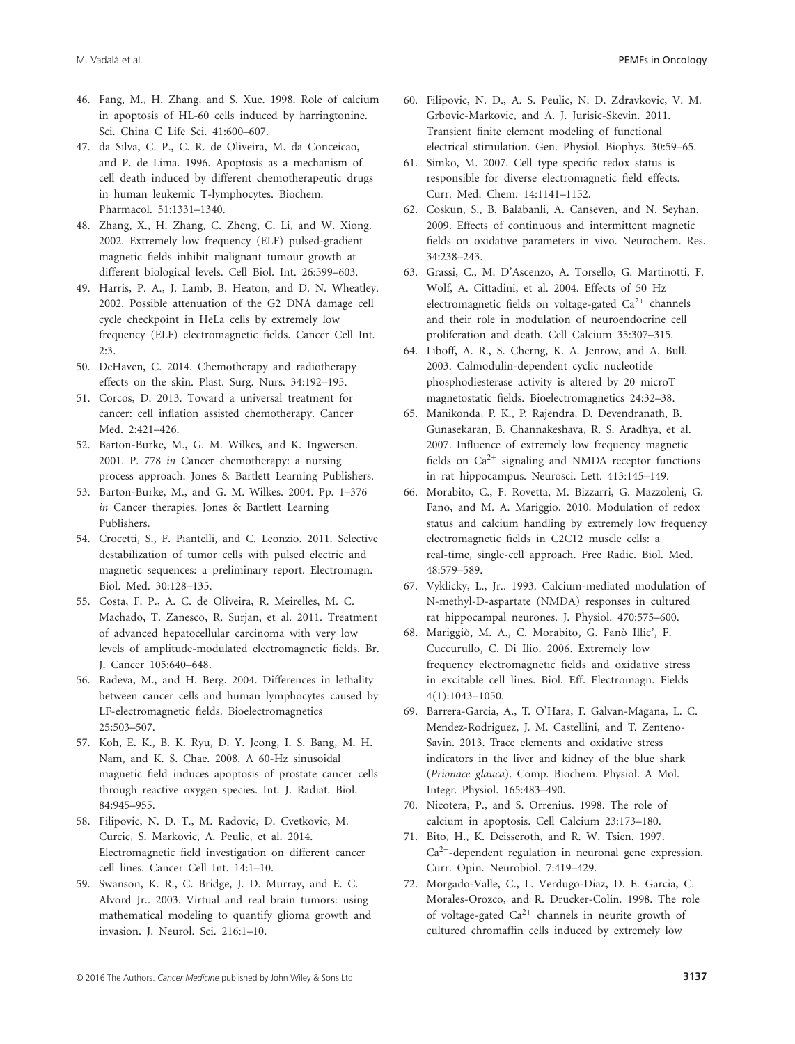46. Fang, M., H. Zhang, and S. Xue. 1998. Role of calcium in apoptosis of HL-60 cells induced by harringtonine. Sci. China C Life Sci. 41:600–607.
47. da Silva, C. P., C. R. de Oliveira, M. da Conceicao, and P. de Lima. 1996. Apoptosis as a mechanism of cell death induced by different chemotherapeutic drugs in human leukemic T-lymphocytes. Biochem. Pharmacol. 51:1331–1340.
48. Zhang, X., H. Zhang, C. Zheng, C. Li, and W. Xiong. 2002. Extremely low frequency (ELF) pulsed-gradient magnetic fields inhibit malignant tumour growth at different biological levels. Cell Biol. Int. 26:599–603.
49. Harris, P. A., J. Lamb, B. Heaton, and D. N. Wheatley. 2002. Possible attenuation of the G2 DNA damage cell cycle checkpoint in HeLa cells by extremely low frequency (ELF) electromagnetic fields. Cancer Cell Int. 2:3.
50. DeHaven, C. 2014. Chemotherapy and radiotherapy effects on the skin. Plast. Surg. Nurs. 34:192–195.
51. Corcos, D. 2013. Toward a universal treatment for cancer: cell inflation assisted chemotherapy. Cancer Med. 2:421–426.
52. Barton-Burke, M., G. M. Wilkes, and K. Ingwersen. 2001. P. 778 *in* Cancer chemotherapy: a nursing process approach. Jones & Bartlett Learning Publishers.
53. Barton-Burke, M., and G. M. Wilkes. 2004. Pp. 1–376 *in* Cancer therapies. Jones & Bartlett Learning Publishers.
54. Crocetti, S., F. Piantelli, and C. Leonzio. 2011. Selective destabilization of tumor cells with pulsed electric and magnetic sequences: a preliminary report. Electromagn. Biol. Med. 30:128–135.
55. Costa, F. P., A. C. de Oliveira, R. Meirelles, M. C. Machado, T. Zanesco, R. Surjan, et al. 2011. Treatment of advanced hepatocellular carcinoma with very low levels of amplitude-modulated electromagnetic fields. Br. J. Cancer 105:640–648.
56. Radeva, M., and H. Berg. 2004. Differences in lethality between cancer cells and human lymphocytes caused by LF-electromagnetic fields. Bioelectromagnetics 25:503–507.
57. Koh, E. K., B. K. Ryu, D. Y. Jeong, I. S. Bang, M. H. Nam, and K. S. Chae. 2008. A 60-Hz sinusoidal magnetic field induces apoptosis of prostate cancer cells through reactive oxygen species. Int. J. Radiat. Biol. 84:945–955.
58. Filipovic, N. D. T., M. Radovic, D. Cvetkovic, M. Curcic, S. Markovic, A. Peulic, et al. 2014. Electromagnetic field investigation on different cancer cell lines. Cancer Cell Int. 14:1–10.
59. Swanson, K. R., C. Bridge, J. D. Murray, and E. C. Alvord Jr.. 2003. Virtual and real brain tumors: using mathematical modeling to quantify glioma growth and invasion. J. Neurol. Sci. 216:1–10.
60. Filipovic, N. D., A. S. Peulic, N. D. Zdravkovic, V. M. Grbovic-Markovic, and A. J. Jurisic-Skevin. 2011. Transient finite element modeling of functional electrical stimulation. Gen. Physiol. Biophys. 30:59–65.
61. Simko, M. 2007. Cell type specific redox status is responsible for diverse electromagnetic field effects. Curr. Med. Chem. 14:1141–1152.
62. Coskun, S., B. Balabanli, A. Canseven, and N. Seyhan. 2009. Effects of continuous and intermittent magnetic fields on oxidative parameters in vivo. Neurochem. Res. 34:238–243.
63. Grassi, C., M. D'Ascenzo, A. Torsello, G. Martinotti, F. Wolf, A. Cittadini, et al. 2004. Effects of 50 Hz electromagnetic fields on voltage-gated $Ca^{2+}$ channels and their role in modulation of neuroendocrine cell proliferation and death. Cell Calcium 35:307–315.
64. Liboff, A. R., S. Cherng, K. A. Jenrow, and A. Bull. 2003. Calmodulin-dependent cyclic nucleotide phosphodiesterase activity is altered by 20 microT magnetostatic fields. Bioelectromagnetics 24:32–38.
65. Manikonda, P. K., P. Rajendra, D. Devendranath, B. Gunasekaran, B. Channakeshava, R. S. Aradhya, et al. 2007. Influence of extremely low frequency magnetic fields on $Ca^{2+}$ signaling and NMDA receptor functions in rat hippocampus. Neurosci. Lett. 413:145–149.
66. Morabito, C., F. Rovetta, M. Bizzarri, G. Mazzoleni, G. Fano, and M. A. Mariggio. 2010. Modulation of redox status and calcium handling by extremely low frequency electromagnetic fields in C2C12 muscle cells: a real-time, single-cell approach. Free Radic. Biol. Med. 48:579–589.
67. Vyklicky, L., Jr.. 1993. Calcium-mediated modulation of N-methyl-D-aspartate (NMDA) responses in cultured rat hippocampal neurones. J. Physiol. 470:575–600.
68. Mariggiò, M. A., C. Morabito, G. Fanò Illic', F. Cuccurullo, C. Di Ilio. 2006. Extremely low frequency electromagnetic fields and oxidative stress in excitable cell lines. Biol. Eff. Electromagn. Fields 4(1):1043–1050.
69. Barrera-Garcia, A., T. O'Hara, F. Galvan-Magana, L. C. Mendez-Rodriguez, J. M. Castellini, and T. Zenteno-Savin. 2013. Trace elements and oxidative stress indicators in the liver and kidney of the blue shark (*Prionace glauca*). Comp. Biochem. Physiol. A Mol. Integr. Physiol. 165:483–490.
70. Nicotera, P., and S. Orrenius. 1998. The role of calcium in apoptosis. Cell Calcium 23:173–180.
71. Bito, H., K. Deisseroth, and R. W. Tsien. 1997. $Ca^{2+}$-dependent regulation in neuronal gene expression. Curr. Opin. Neurobiol. 7:419–429.
72. Morgado-Valle, C., L. Verdugo-Diaz, D. E. Garcia, C. Morales-Orozco, and R. Drucker-Colin. 1998. The role of voltage-gated $Ca^{2+}$ channels in neurite growth of cultured chromaffin cells induced by extremely low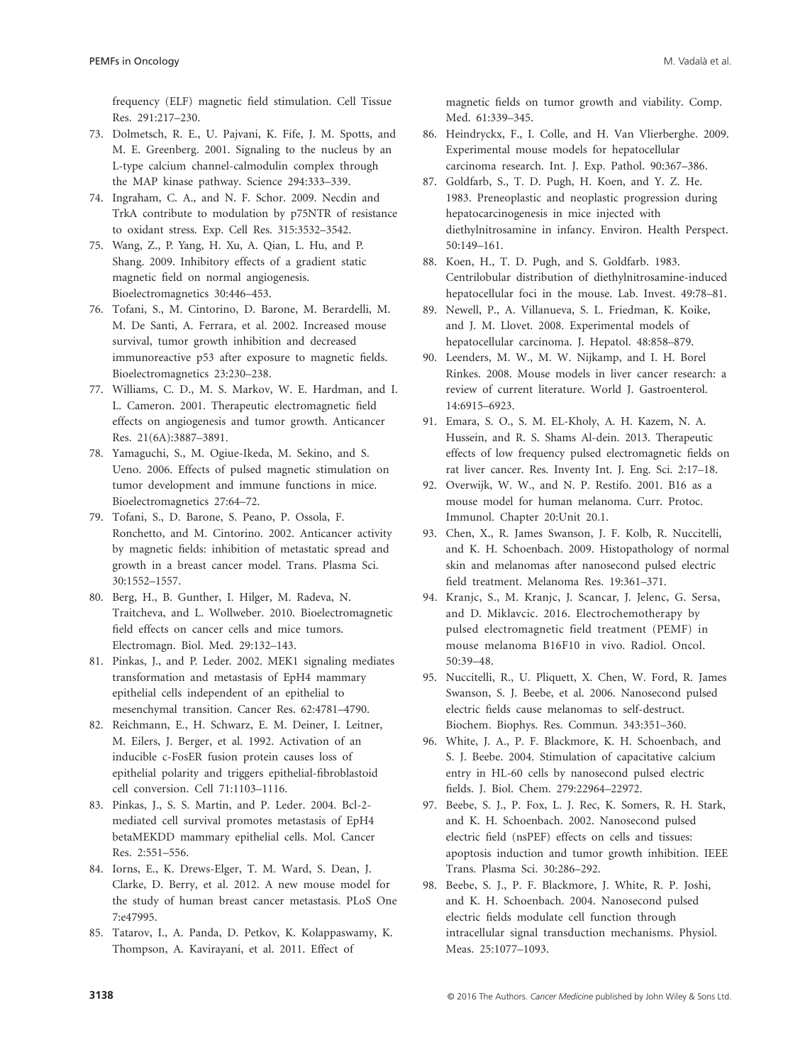frequency (ELF) magnetic field stimulation. Cell Tissue Res. 291:217–230.

73. Dolmetsch, R. E., U. Pajvani, K. Fife, J. M. Spotts, and M. E. Greenberg. 2001. Signaling to the nucleus by an L-type calcium channel-calmodulin complex through the MAP kinase pathway. Science 294:333–339.
74. Ingraham, C. A., and N. F. Schor. 2009. Necdin and TrkA contribute to modulation by p75NTR of resistance to oxidant stress. Exp. Cell Res. 315:3532–3542.
75. Wang, Z., P. Yang, H. Xu, A. Qian, L. Hu, and P. Shang. 2009. Inhibitory effects of a gradient static magnetic field on normal angiogenesis. Bioelectromagnetics 30:446–453.
76. Tofani, S., M. Cintorino, D. Barone, M. Berardelli, M. M. De Santi, A. Ferrara, et al. 2002. Increased mouse survival, tumor growth inhibition and decreased immunoreactive p53 after exposure to magnetic fields. Bioelectromagnetics 23:230–238.
77. Williams, C. D., M. S. Markov, W. E. Hardman, and I. L. Cameron. 2001. Therapeutic electromagnetic field effects on angiogenesis and tumor growth. Anticancer Res. 21(6A):3887–3891.
78. Yamaguchi, S., M. Ogiue-Ikeda, M. Sekino, and S. Ueno. 2006. Effects of pulsed magnetic stimulation on tumor development and immune functions in mice. Bioelectromagnetics 27:64–72.
79. Tofani, S., D. Barone, S. Peano, P. Ossola, F. Ronchetto, and M. Cintorino. 2002. Anticancer activity by magnetic fields: inhibition of metastatic spread and growth in a breast cancer model. Trans. Plasma Sci. 30:1552–1557.
80. Berg, H., B. Gunther, I. Hilger, M. Radeva, N. Traitcheva, and L. Wollweber. 2010. Bioelectromagnetic field effects on cancer cells and mice tumors. Electromagn. Biol. Med. 29:132–143.
81. Pinkas, J., and P. Leder. 2002. MEK1 signaling mediates transformation and metastasis of EpH4 mammary epithelial cells independent of an epithelial to mesenchymal transition. Cancer Res. 62:4781–4790.
82. Reichmann, E., H. Schwarz, E. M. Deiner, I. Leitner, M. Eilers, J. Berger, et al. 1992. Activation of an inducible c-FosER fusion protein causes loss of epithelial polarity and triggers epithelial-fibroblastoid cell conversion. Cell 71:1103–1116.
83. Pinkas, J., S. S. Martin, and P. Leder. 2004. Bcl-2-mediated cell survival promotes metastasis of EpH4 betaMEKDD mammary epithelial cells. Mol. Cancer Res. 2:551–556.
84. Iorns, E., K. Drews-Elger, T. M. Ward, S. Dean, J. Clarke, D. Berry, et al. 2012. A new mouse model for the study of human breast cancer metastasis. PLoS One 7:e47995.
85. Tatarov, I., A. Panda, D. Petkov, K. Kolappaswamy, K. Thompson, A. Kavirayani, et al. 2011. Effect of magnetic fields on tumor growth and viability. Comp. Med. 61:339–345.
86. Heindryckx, F., I. Colle, and H. Van Vlierberghe. 2009. Experimental mouse models for hepatocellular carcinoma research. Int. J. Exp. Pathol. 90:367–386.
87. Goldfarb, S., T. D. Pugh, H. Koen, and Y. Z. He. 1983. Preneoplastic and neoplastic progression during hepatocarcinogenesis in mice injected with diethylnitrosamine in infancy. Environ. Health Perspect. 50:149–161.
88. Koen, H., T. D. Pugh, and S. Goldfarb. 1983. Centrilobular distribution of diethylnitrosamine-induced hepatocellular foci in the mouse. Lab. Invest. 49:78–81.
89. Newell, P., A. Villanueva, S. L. Friedman, K. Koike, and J. M. Llovet. 2008. Experimental models of hepatocellular carcinoma. J. Hepatol. 48:858–879.
90. Leenders, M. W., M. W. Nijkamp, and I. H. Borel Rinkes. 2008. Mouse models in liver cancer research: a review of current literature. World J. Gastroenterol. 14:6915–6923.
91. Emara, S. O., S. M. EL-Kholy, A. H. Kazem, N. A. Hussein, and R. S. Shams Al-dein. 2013. Therapeutic effects of low frequency pulsed electromagnetic fields on rat liver cancer. Res. Inventy Int. J. Eng. Sci. 2:17–18.
92. Overwijk, W. W., and N. P. Restifo. 2001. B16 as a mouse model for human melanoma. Curr. Protoc. Immunol. Chapter 20:Unit 20.1.
93. Chen, X., R. James Swanson, J. F. Kolb, R. Nuccitelli, and K. H. Schoenbach. 2009. Histopathology of normal skin and melanomas after nanosecond pulsed electric field treatment. Melanoma Res. 19:361–371.
94. Kranjc, S., M. Kranjc, J. Scancar, J. Jelenc, G. Sersa, and D. Miklavcic. 2016. Electrochemotherapy by pulsed electromagnetic field treatment (PEMF) in mouse melanoma B16F10 in vivo. Radiol. Oncol. 50:39–48.
95. Nuccitelli, R., U. Pliquett, X. Chen, W. Ford, R. James Swanson, S. J. Beebe, et al. 2006. Nanosecond pulsed electric fields cause melanomas to self-destruct. Biochem. Biophys. Res. Commun. 343:351–360.
96. White, J. A., P. F. Blackmore, K. H. Schoenbach, and S. J. Beebe. 2004. Stimulation of capacitative calcium entry in HL-60 cells by nanosecond pulsed electric fields. J. Biol. Chem. 279:22964–22972.
97. Beebe, S. J., P. Fox, L. J. Rec, K. Somers, R. H. Stark, and K. H. Schoenbach. 2002. Nanosecond pulsed electric field (nsPEF) effects on cells and tissues: apoptosis induction and tumor growth inhibition. IEEE Trans. Plasma Sci. 30:286–292.
98. Beebe, S. J., P. F. Blackmore, J. White, R. P. Joshi, and K. H. Schoenbach. 2004. Nanosecond pulsed electric fields modulate cell function through intracellular signal transduction mechanisms. Physiol. Meas. 25:1077–1093.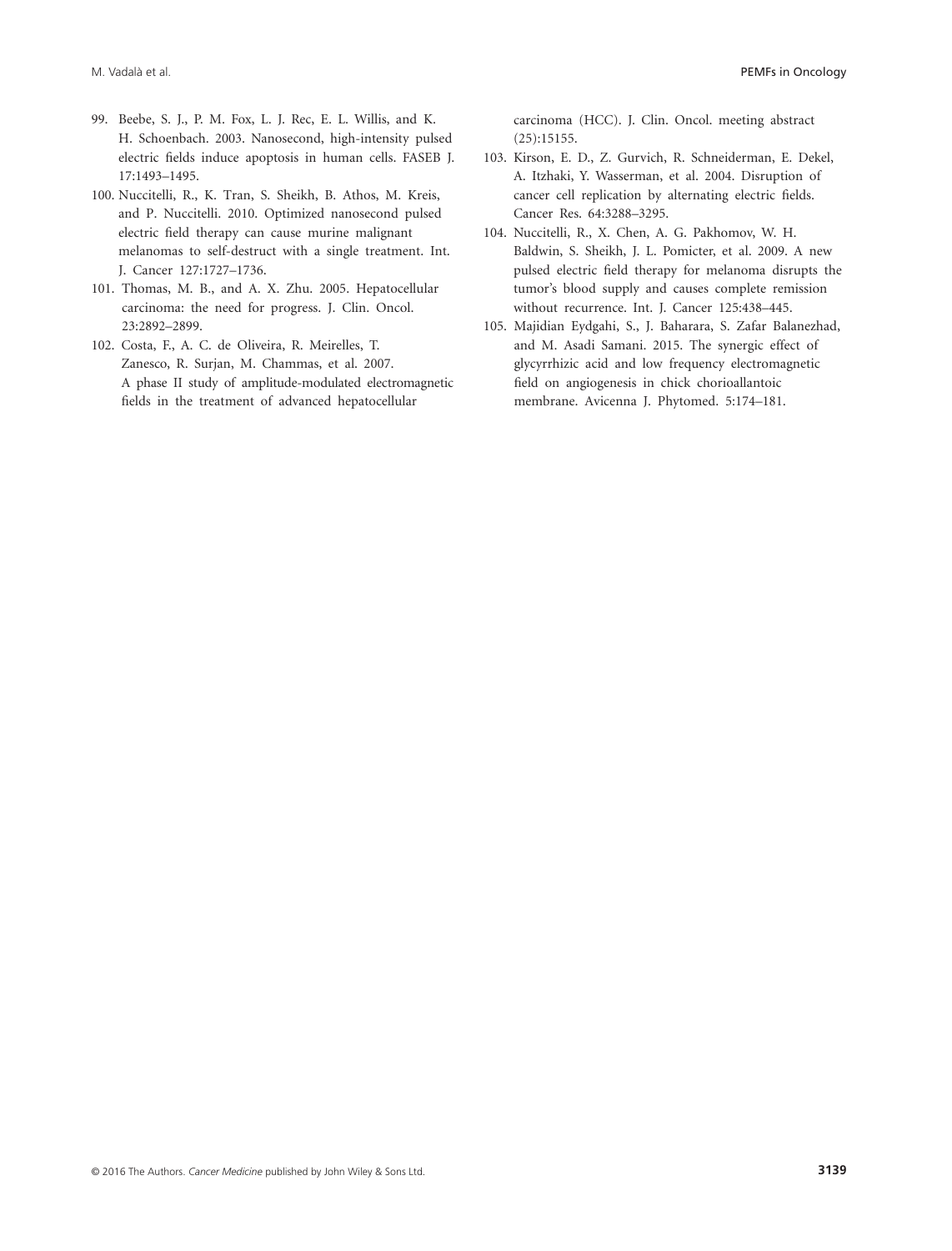99. Beebe, S. J., P. M. Fox, L. J. Rec, E. L. Willis, and K. H. Schoenbach. 2003. Nanosecond, high-intensity pulsed electric fields induce apoptosis in human cells. FASEB J. 17:1493–1495.
100. Nuccitelli, R., K. Tran, S. Sheikh, B. Athos, M. Kreis, and P. Nuccitelli. 2010. Optimized nanosecond pulsed electric field therapy can cause murine malignant melanomas to self-destruct with a single treatment. Int. J. Cancer 127:1727–1736.
101. Thomas, M. B., and A. X. Zhu. 2005. Hepatocellular carcinoma: the need for progress. J. Clin. Oncol. 23:2892–2899.
102. Costa, F., A. C. de Oliveira, R. Meirelles, T. Zanesco, R. Surjan, M. Chammas, et al. 2007. A phase II study of amplitude-modulated electromagnetic fields in the treatment of advanced hepatocellular carcinoma (HCC). J. Clin. Oncol. meeting abstract (25):15155.
103. Kirson, E. D., Z. Gurvich, R. Schneiderman, E. Dekel, A. Itzhaki, Y. Wasserman, et al. 2004. Disruption of cancer cell replication by alternating electric fields. Cancer Res. 64:3288–3295.
104. Nuccitelli, R., X. Chen, A. G. Pakhomov, W. H. Baldwin, S. Sheikh, J. L. Pomicter, et al. 2009. A new pulsed electric field therapy for melanoma disrupts the tumor's blood supply and causes complete remission without recurrence. Int. J. Cancer 125:438–445.
105. Majidian Eydgahi, S., J. Baharara, S. Zafar Balanezhad, and M. Asadi Samani. 2015. The synergic effect of glycyrrhizic acid and low frequency electromagnetic field on angiogenesis in chick chorioallantoic membrane. Avicenna J. Phytomed. 5:174–181.